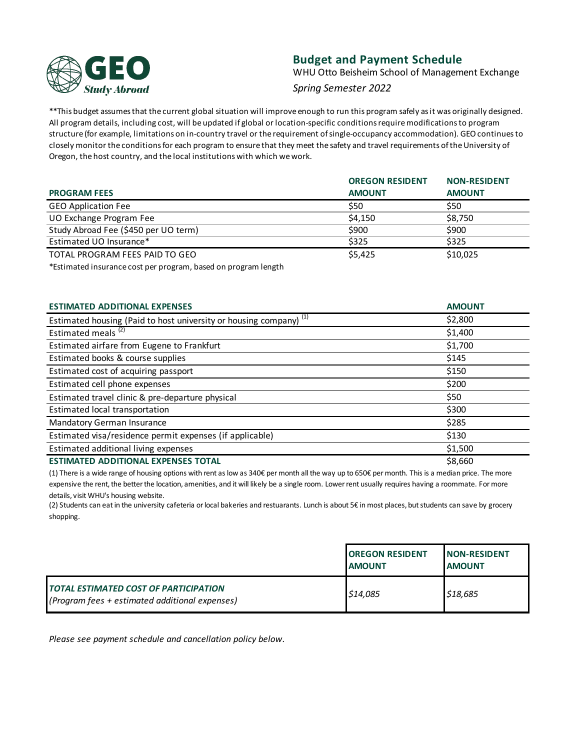## Budget and Payment Schedule

WHU Otto Beisheim School of Management Exchange

*Spring Semester 2022*

**This budget assumes that the current global situation will improve enough to run this program safely as it was originally designed. All program details, including cost, will be updated if global or location-specific conditions require modifications to program structure (for example, limitations on in-country travel or the requirement of single-occupancy accommodation). GEO continues to closely monitor the conditions for each program to ensure that they meet the safety and travel requirements of the University of Oregon, the host country, and the local institutions with which we work.

| PROGRAM FEES | OREGON RESIDENT AMOUNT | NON-RESIDENT AMOUNT |
|---|---|---|
| GEO Application Fee | $50 | $50 |
| UO Exchange Program Fee | $4,150 | $8,750 |
| Study Abroad Fee ($450 per UO term) | $900 | $900 |
| Estimated UO Insurance* | $325 | $325 |
| TOTAL PROGRAM FEES PAID TO GEO | $5,425 | $10,025 |

*Estimated insurance cost per program, based on program length

| ESTIMATED ADDITIONAL EXPENSES | AMOUNT |
|---|---|
| Estimated housing (Paid to host university or housing company) [1] | $2,800 |
| Estimated meals [2] | $1,400 |
| Estimated airfare from Eugene to Frankfurt | $1,700 |
| Estimated books & course supplies | $145 |
| Estimated cost of acquiring passport | $150 |
| Estimated cell phone expenses | $200 |
| Estimated travel clinic & pre-departure physical | $50 |
| Estimated local transportation | $300 |
| Mandatory German Insurance | $285 |
| Estimated visa/residence permit expenses (if applicable) | $130 |
| Estimated additional living expenses | $1,500 |
| **ESTIMATED ADDITIONAL EXPENSES TOTAL** | $8,660 |

(1) There is a wide range of housing options with rent as low as 340€ per month all the way up to 650€ per month. This is a median price. The more expensive the rent, the better the location, amenities, and it will likely be a single room. Lower rent usually requires having a roommate. For more details, visit WHU's housing website.

(2) Students can eat in the university cafeteria or local bakeries and restuarants. Lunch is about 5€ in most places, but students can save by grocery shopping.

| | OREGON RESIDENT AMOUNT | NON-RESIDENT AMOUNT |
|---|---|---|
| ***TOTAL ESTIMATED COST OF PARTICIPATION*** *(Program fees + estimated additional expenses)* | *$14,085* | *$18,685* |

*Please see payment schedule and cancellation policy below.*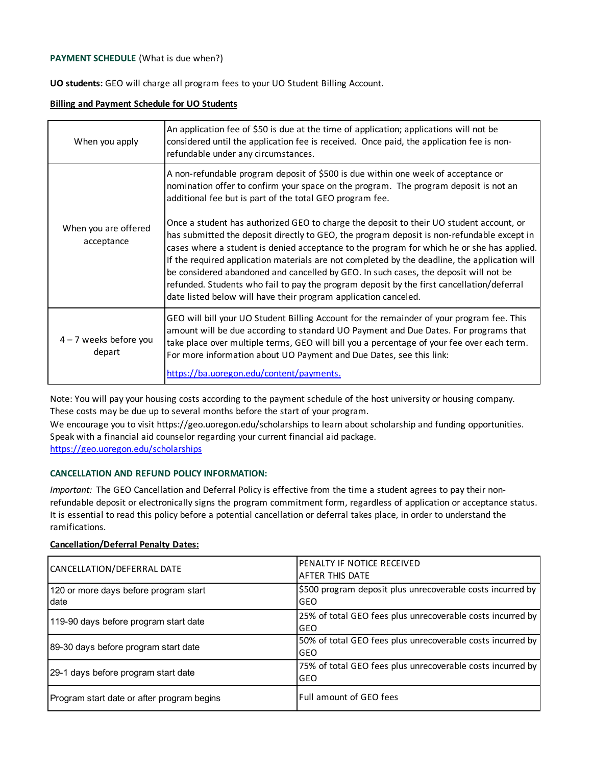**PAYMENT SCHEDULE** (What is due when?)

**UO students:** GEO will charge all program fees to your UO Student Billing Account.

**Billing and Payment Schedule for UO Students**

| | |
|---|---|
| When you apply | An application fee of $50 is due at the time of application; applications will not be considered until the application fee is received. Once paid, the application fee is non-refundable under any circumstances. |
| When you are offered acceptance | A non-refundable program deposit of $500 is due within one week of acceptance or nomination offer to confirm your space on the program. The program deposit is not an additional fee but is part of the total GEO program fee.<br><br>Once a student has authorized GEO to charge the deposit to their UO student account, or has submitted the deposit directly to GEO, the program deposit is non-refundable except in cases where a student is denied acceptance to the program for which he or she has applied. If the required application materials are not completed by the deadline, the application will be considered abandoned and cancelled by GEO. In such cases, the deposit will not be refunded. Students who fail to pay the program deposit by the first cancellation/deferral date listed below will have their program application canceled. |
| 4 – 7 weeks before you depart | GEO will bill your UO Student Billing Account for the remainder of your program fee. This amount will be due according to standard UO Payment and Due Dates. For programs that take place over multiple terms, GEO will bill you a percentage of your fee over each term. For more information about UO Payment and Due Dates, see this link:<br><br>https://ba.uoregon.edu/content/payments. |

Note: You will pay your housing costs according to the payment schedule of the host university or housing company. These costs may be due up to several months before the start of your program.
We encourage you to visit https://geo.uoregon.edu/scholarships to learn about scholarship and funding opportunities. Speak with a financial aid counselor regarding your current financial aid package.
https://geo.uoregon.edu/scholarships

**CANCELLATION AND REFUND POLICY INFORMATION:**

*Important:* The GEO Cancellation and Deferral Policy is effective from the time a student agrees to pay their non-refundable deposit or electronically signs the program commitment form, regardless of application or acceptance status. It is essential to read this policy before a potential cancellation or deferral takes place, in order to understand the ramifications.

**Cancellation/Deferral Penalty Dates:**

| CANCELLATION/DEFERRAL DATE | PENALTY IF NOTICE RECEIVED AFTER THIS DATE |
|---|---|
| 120 or more days before program start date | $500 program deposit plus unrecoverable costs incurred by GEO |
| 119-90 days before program start date | 25% of total GEO fees plus unrecoverable costs incurred by GEO |
| 89-30 days before program start date | 50% of total GEO fees plus unrecoverable costs incurred by GEO |
| 29-1 days before program start date | 75% of total GEO fees plus unrecoverable costs incurred by GEO |
| Program start date or after program begins | Full amount of GEO fees |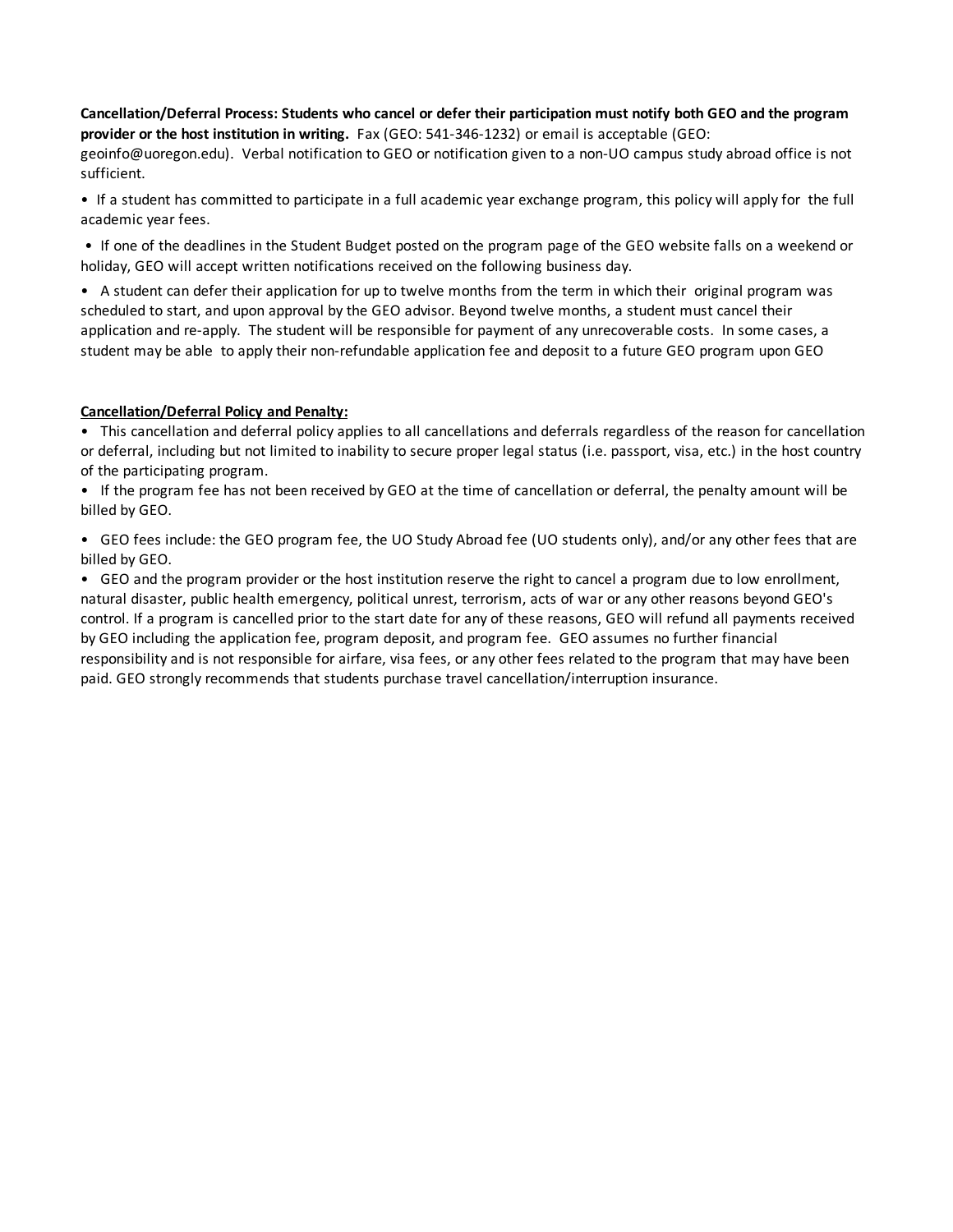**Cancellation/Deferral Process: Students who cancel or defer their participation must notify both GEO and the program provider or the host institution in writing.** Fax (GEO: 541-346-1232) or email is acceptable (GEO: geoinfo@uoregon.edu). Verbal notification to GEO or notification given to a non-UO campus study abroad office is not sufficient.

- If a student has committed to participate in a full academic year exchange program, this policy will apply for the full academic year fees.
- If one of the deadlines in the Student Budget posted on the program page of the GEO website falls on a weekend or holiday, GEO will accept written notifications received on the following business day.
- A student can defer their application for up to twelve months from the term in which their original program was scheduled to start, and upon approval by the GEO advisor. Beyond twelve months, a student must cancel their application and re-apply. The student will be responsible for payment of any unrecoverable costs. In some cases, a student may be able to apply their non-refundable application fee and deposit to a future GEO program upon GEO

**<u>Cancellation/Deferral Policy and Penalty:</u>**

- This cancellation and deferral policy applies to all cancellations and deferrals regardless of the reason for cancellation or deferral, including but not limited to inability to secure proper legal status (i.e. passport, visa, etc.) in the host country of the participating program.
- If the program fee has not been received by GEO at the time of cancellation or deferral, the penalty amount will be billed by GEO.
- GEO fees include: the GEO program fee, the UO Study Abroad fee (UO students only), and/or any other fees that are billed by GEO.
- GEO and the program provider or the host institution reserve the right to cancel a program due to low enrollment, natural disaster, public health emergency, political unrest, terrorism, acts of war or any other reasons beyond GEO's control. If a program is cancelled prior to the start date for any of these reasons, GEO will refund all payments received by GEO including the application fee, program deposit, and program fee. GEO assumes no further financial responsibility and is not responsible for airfare, visa fees, or any other fees related to the program that may have been paid. GEO strongly recommends that students purchase travel cancellation/interruption insurance.